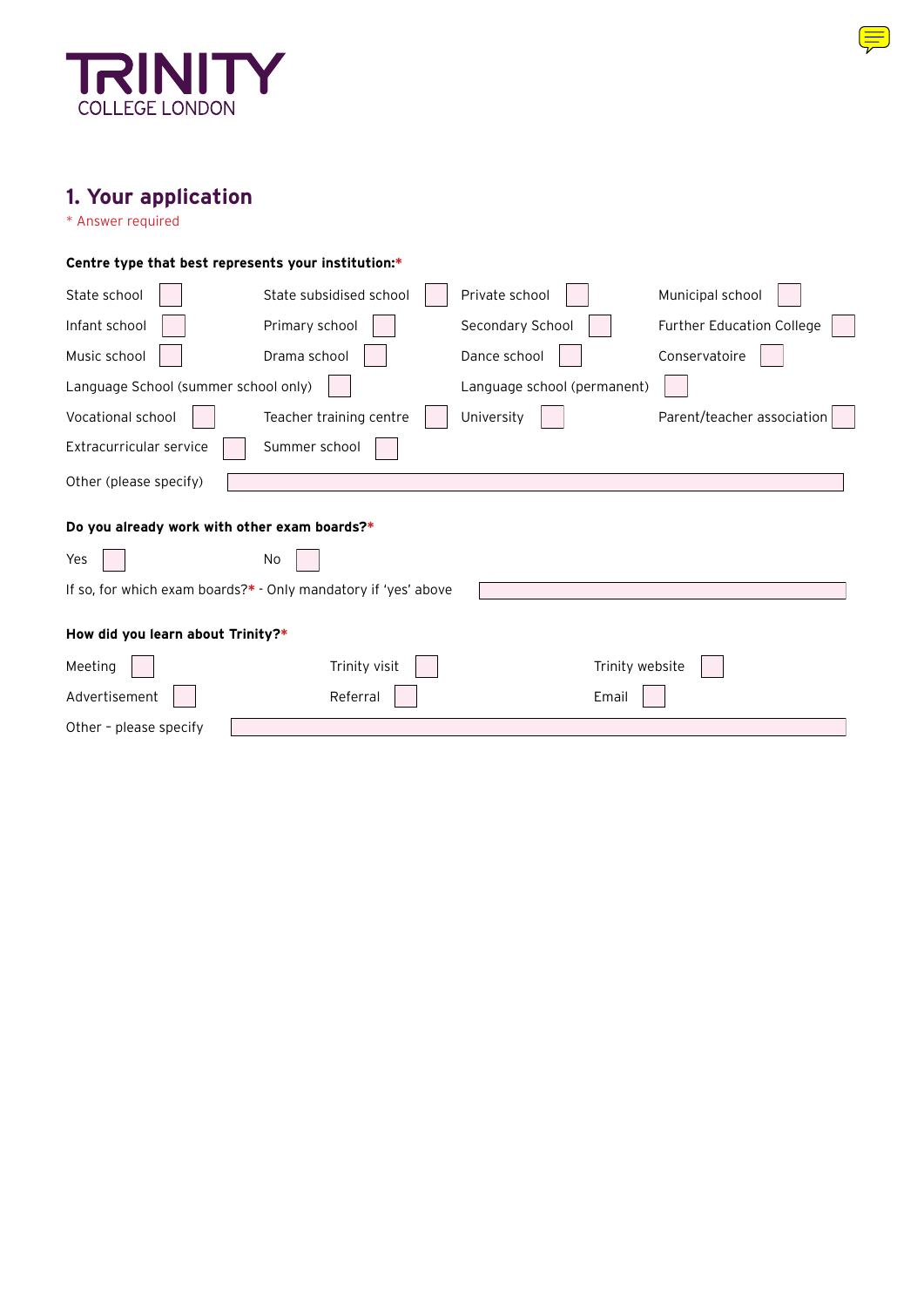TRINITY
COLLEGE LONDON

## 1. Your application

\* Answer required

**Centre type that best represents your institution:***

| | | | |
|---|---|---|---|
| State school ☐ | State subsidised school ☐ | Private school ☐ | Municipal school ☐ |
| Infant school ☐ | Primary school ☐ | Secondary School ☐ | Further Education College ☐ |
| Music school ☐ | Drama school ☐ | Dance school ☐ | Conservatoire ☐ |
| Language School (summer school only) ☐ | | Language school (permanent) ☐ | |
| Vocational school ☐ | Teacher training centre ☐ | University ☐ | Parent/teacher association ☐ |
| Extracurricular service ☐ | Summer school ☐ | | |

Other (please specify) ____________________

**Do you already work with other exam boards?***

Yes ☐ No ☐

If so, for which exam boards?* - Only mandatory if 'yes' above ____________________

**How did you learn about Trinity?***

| | | |
|---|---|---|
| Meeting ☐ | Trinity visit ☐ | Trinity website ☐ |
| Advertisement ☐ | Referral ☐ | Email ☐ |

Other - please specify ____________________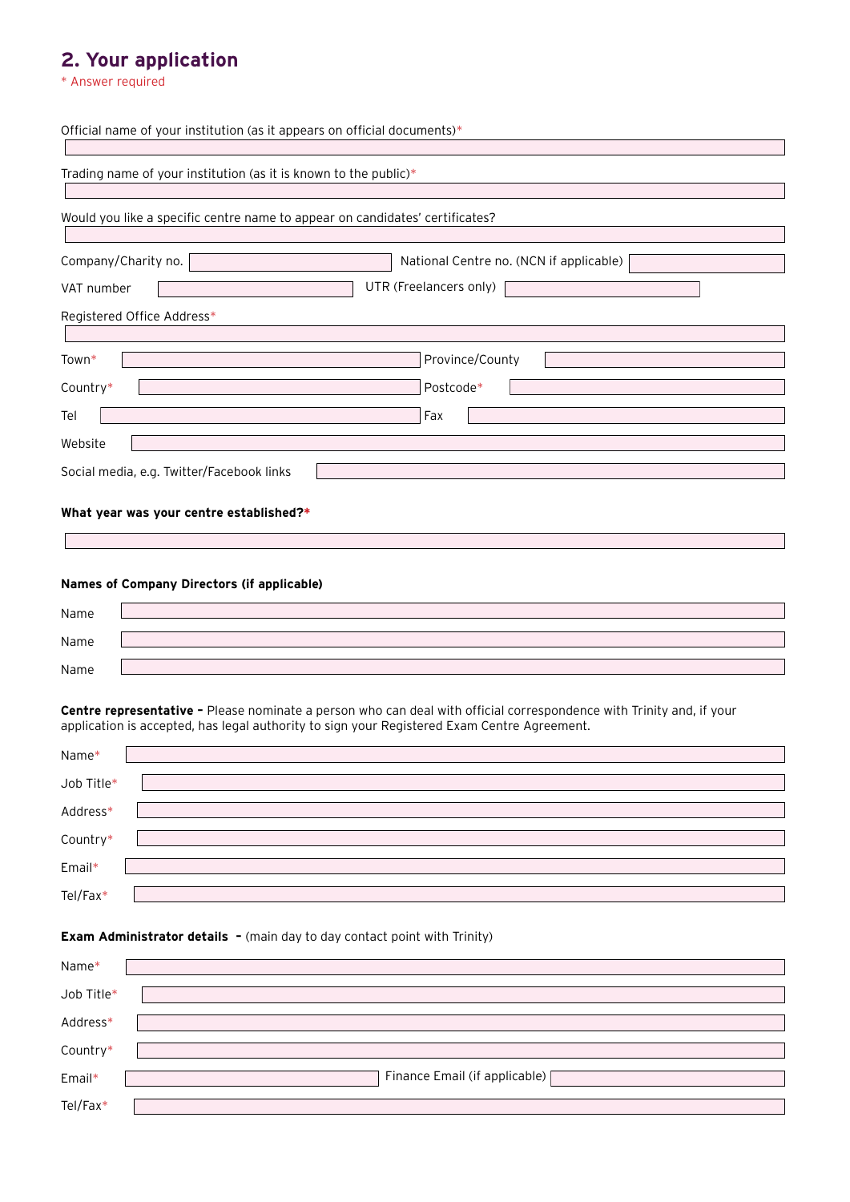## 2. Your application

* Answer required

Official name of your institution (as it appears on official documents)*

Trading name of your institution (as it is known to the public)*

Would you like a specific centre name to appear on candidates' certificates?

Company/Charity no.

National Centre no. (NCN if applicable)

VAT number

UTR (Freelancers only)

Registered Office Address*

Town*

Province/County

Country*

Postcode*

Tel

Fax

Website

Social media, e.g. Twitter/Facebook links

**What year was your centre established?***

**Names of Company Directors (if applicable)**

Name

Name

Name

**Centre representative –** Please nominate a person who can deal with official correspondence with Trinity and, if your application is accepted, has legal authority to sign your Registered Exam Centre Agreement.

Name*

Job Title*

Address*

Country*

Email*

Tel/Fax*

**Exam Administrator details –** (main day to day contact point with Trinity)

Name*

Job Title*

Address*

Country*

Email*

Finance Email (if applicable)

Tel/Fax*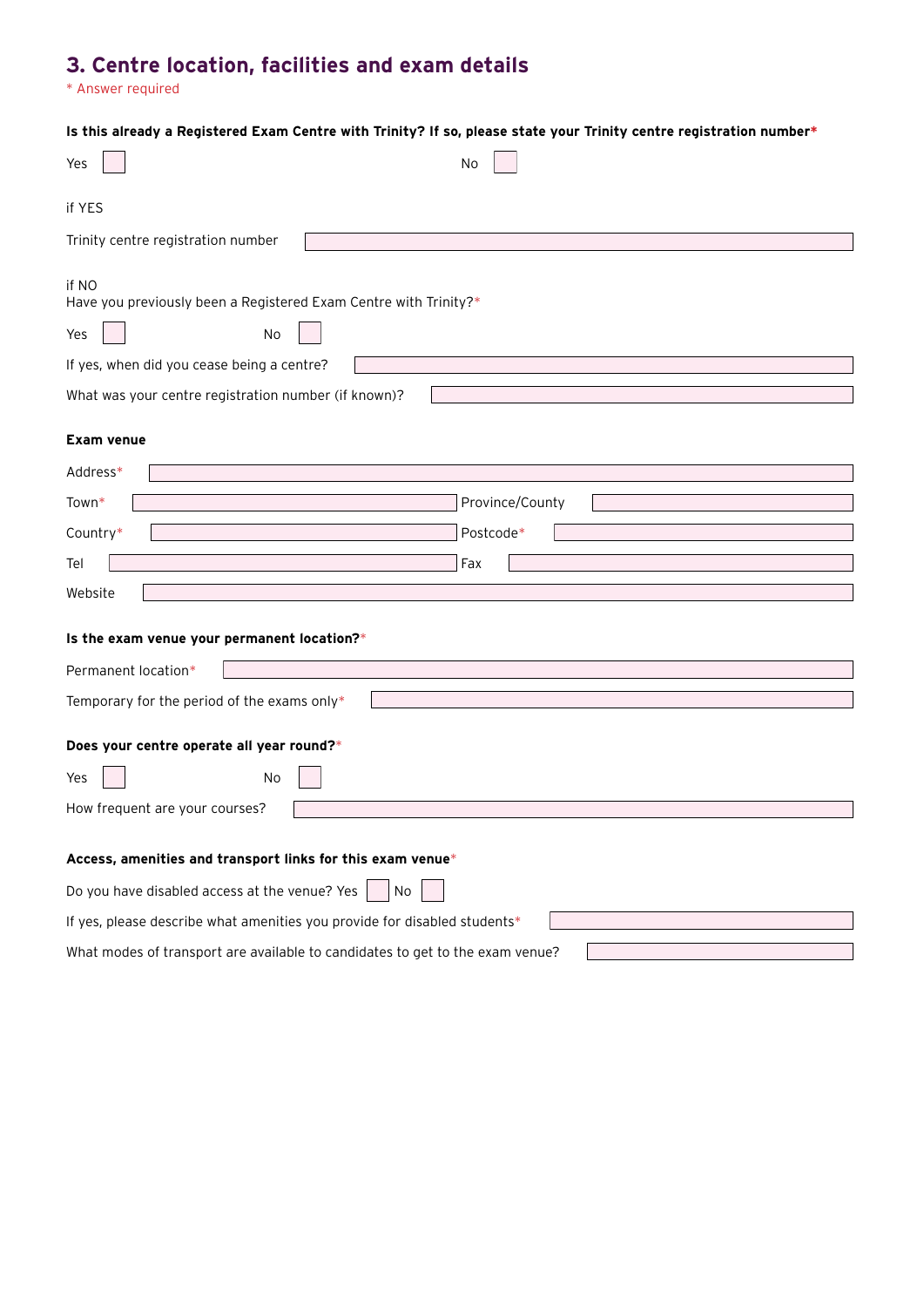## 3. Centre location, facilities and exam details

\* Answer required

**Is this already a Registered Exam Centre with Trinity? If so, please state your Trinity centre registration number***

Yes ☐ No ☐

if YES

Trinity centre registration number

if NO
Have you previously been a Registered Exam Centre with Trinity?*

Yes ☐ No ☐

If yes, when did you cease being a centre?

What was your centre registration number (if known)?

**Exam venue**

Address*

Town* Province/County

Country* Postcode*

Tel Fax

Website

**Is the exam venue your permanent location?***

Permanent location*

Temporary for the period of the exams only*

**Does your centre operate all year round?***

Yes ☐ No ☐

How frequent are your courses?

**Access, amenities and transport links for this exam venue***

Do you have disabled access at the venue? Yes ☐ No ☐

If yes, please describe what amenities you provide for disabled students*

What modes of transport are available to candidates to get to the exam venue?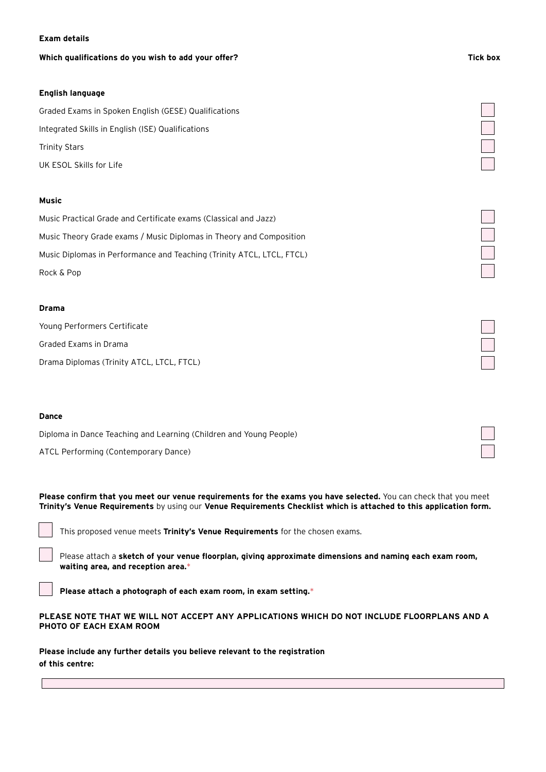**Exam details**

| Which qualifications do you wish to add your offer? | Tick box |
|---|---|
| **English language** | |
| Graded Exams in Spoken English (GESE) Qualifications | ☐ |
| Integrated Skills in English (ISE) Qualifications | ☐ |
| Trinity Stars | ☐ |
| UK ESOL Skills for Life | ☐ |
| **Music** | |
| Music Practical Grade and Certificate exams (Classical and Jazz) | ☐ |
| Music Theory Grade exams / Music Diplomas in Theory and Composition | ☐ |
| Music Diplomas in Performance and Teaching (Trinity ATCL, LTCL, FTCL) | ☐ |
| Rock & Pop | ☐ |
| **Drama** | |
| Young Performers Certificate | ☐ |
| Graded Exams in Drama | ☐ |
| Drama Diplomas (Trinity ATCL, LTCL, FTCL) | ☐ |
| **Dance** | |
| Diploma in Dance Teaching and Learning (Children and Young People) | ☐ |
| ATCL Performing (Contemporary Dance) | ☐ |

**Please confirm that you meet our venue requirements for the exams you have selected.** You can check that you meet **Trinity's Venue Requirements** by using our **Venue Requirements Checklist which is attached to this application form.**

☐ This proposed venue meets **Trinity's Venue Requirements** for the chosen exams.

☐ Please attach a **sketch of your venue floorplan, giving approximate dimensions and naming each exam room, waiting area, and reception area.***

☐ **Please attach a photograph of each exam room, in exam setting.***

**PLEASE NOTE THAT WE WILL NOT ACCEPT ANY APPLICATIONS WHICH DO NOT INCLUDE FLOORPLANS AND A PHOTO OF EACH EXAM ROOM**

**Please include any further details you believe relevant to the registration of this centre:**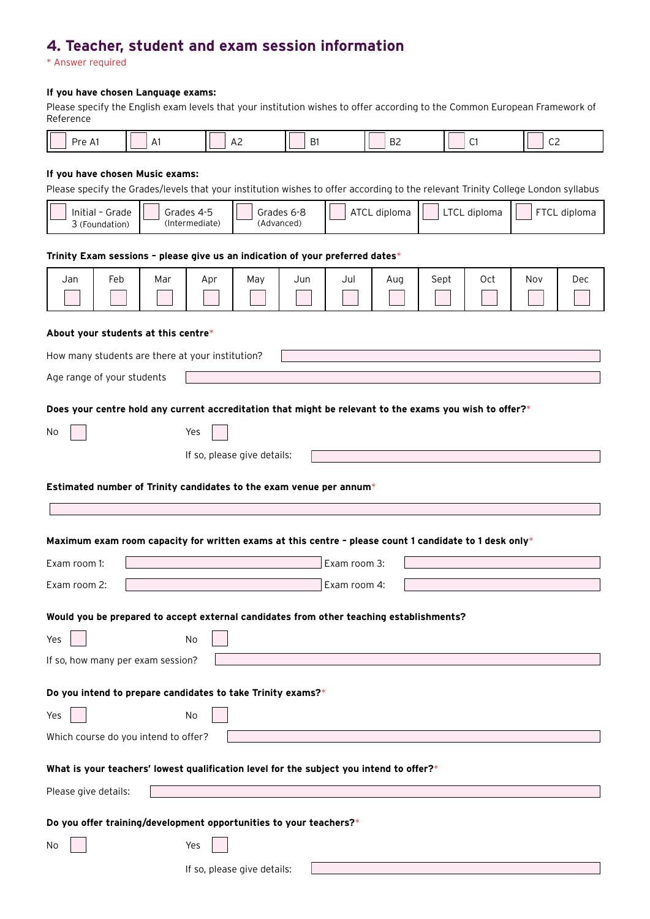## 4. Teacher, student and exam session information

\* Answer required

**If you have chosen Language exams:**

Please specify the English exam levels that your institution wishes to offer according to the Common European Framework of Reference

| ☐ Pre A1 | ☐ A1 | ☐ A2 | ☐ B1 | ☐ B2 | ☐ C1 | ☐ C2 |
|---|---|---|---|---|---|---|

**If you have chosen Music exams:**

Please specify the Grades/levels that your institution wishes to offer according to the relevant Trinity College London syllabus

| ☐ Initial – Grade 3 (Foundation) | ☐ Grades 4-5 (Intermediate) | ☐ Grades 6-8 (Advanced) | ☐ ATCL diploma | ☐ LTCL diploma | ☐ FTCL diploma |
|---|---|---|---|---|---|

**Trinity Exam sessions – please give us an indication of your preferred dates***

| Jan | Feb | Mar | Apr | May | Jun | Jul | Aug | Sept | Oct | Nov | Dec |
|---|---|---|---|---|---|---|---|---|---|---|---|
| ☐ | ☐ | ☐ | ☐ | ☐ | ☐ | ☐ | ☐ | ☐ | ☐ | ☐ | ☐ |

**About your students at this centre***

How many students are there at your institution? ______

Age range of your students ______

**Does your centre hold any current accreditation that might be relevant to the exams you wish to offer?***

No ☐ Yes ☐

If so, please give details: ______

**Estimated number of Trinity candidates to the exam venue per annum***

______

**Maximum exam room capacity for written exams at this centre – please count 1 candidate to 1 desk only***

Exam room 1: ______ Exam room 3: ______

Exam room 2: ______ Exam room 4: ______

**Would you be prepared to accept external candidates from other teaching establishments?**

Yes ☐ No ☐

If so, how many per exam session? ______

**Do you intend to prepare candidates to take Trinity exams?***

Yes ☐ No ☐

Which course do you intend to offer? ______

**What is your teachers' lowest qualification level for the subject you intend to offer?***

Please give details: ______

**Do you offer training/development opportunities to your teachers?***

No ☐ Yes ☐

If so, please give details: ______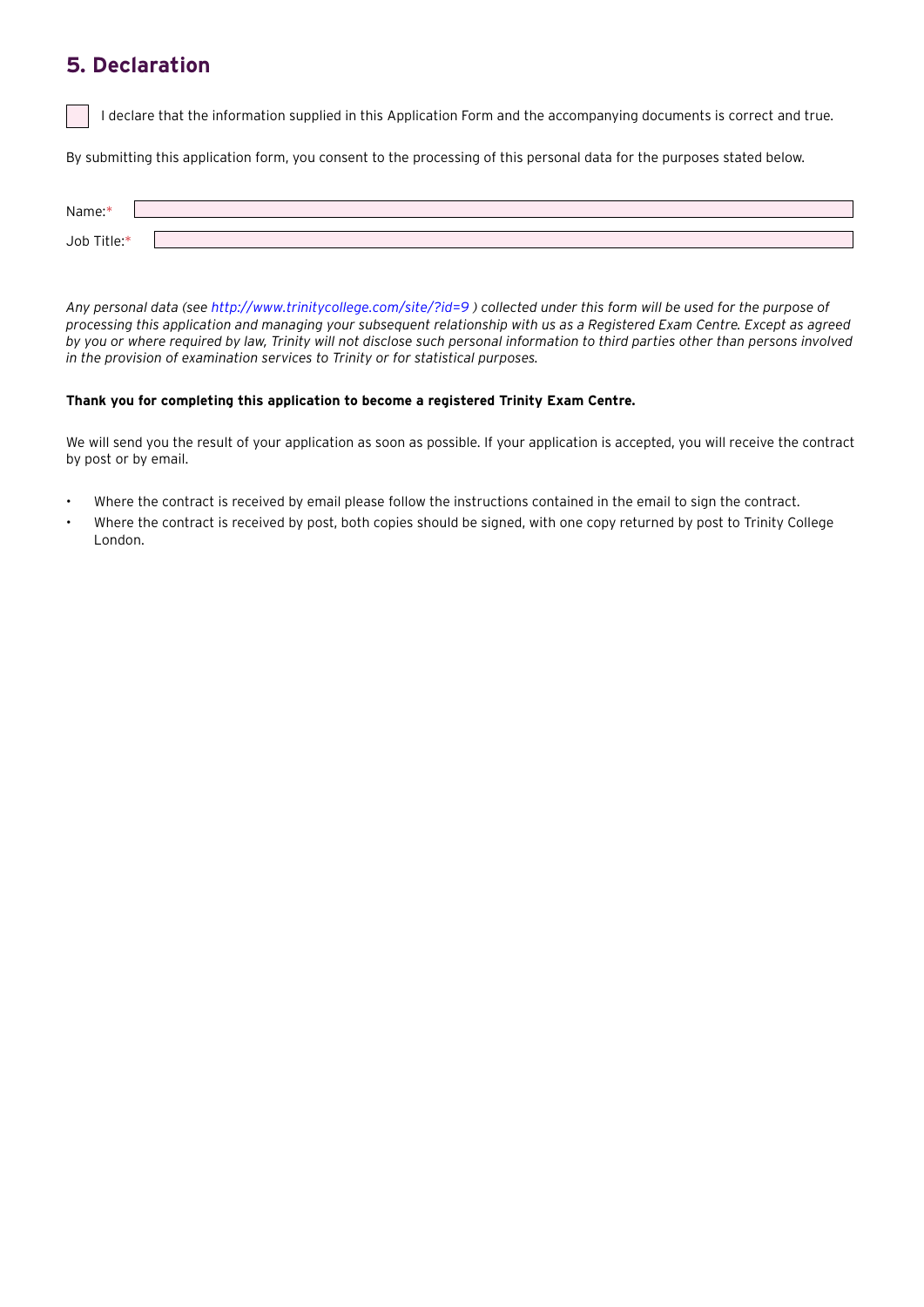## 5. Declaration

☐ I declare that the information supplied in this Application Form and the accompanying documents is correct and true.

By submitting this application form, you consent to the processing of this personal data for the purposes stated below.

Name:* 

Job Title:* 

*Any personal data (see http://www.trinitycollege.com/site/?id=9 ) collected under this form will be used for the purpose of processing this application and managing your subsequent relationship with us as a Registered Exam Centre. Except as agreed by you or where required by law, Trinity will not disclose such personal information to third parties other than persons involved in the provision of examination services to Trinity or for statistical purposes.*

**Thank you for completing this application to become a registered Trinity Exam Centre.**

We will send you the result of your application as soon as possible. If your application is accepted, you will receive the contract by post or by email.

- Where the contract is received by email please follow the instructions contained in the email to sign the contract.
- Where the contract is received by post, both copies should be signed, with one copy returned by post to Trinity College London.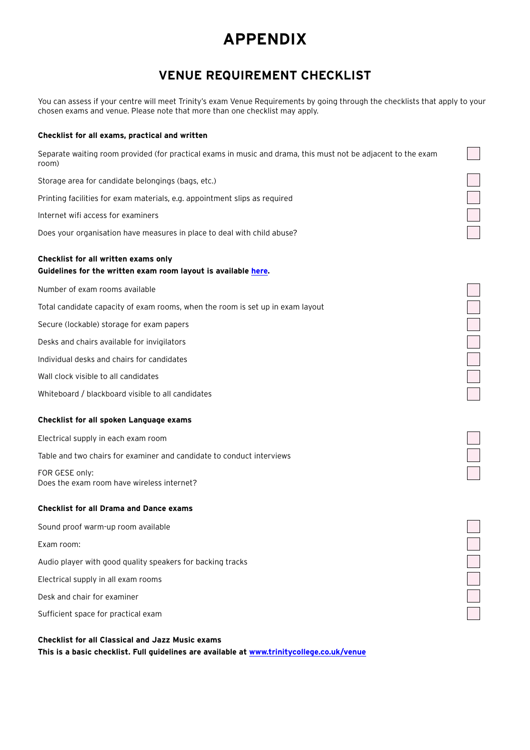# APPENDIX

## VENUE REQUIREMENT CHECKLIST

You can assess if your centre will meet Trinity's exam Venue Requirements by going through the checklists that apply to your chosen exams and venue. Please note that more than one checklist may apply.

**Checklist for all exams, practical and written**

- [ ] Separate waiting room provided (for practical exams in music and drama, this must not be adjacent to the exam room)
- [ ] Storage area for candidate belongings (bags, etc.)
- [ ] Printing facilities for exam materials, e.g. appointment slips as required
- [ ] Internet wifi access for examiners
- [ ] Does your organisation have measures in place to deal with child abuse?

**Checklist for all written exams only**
**Guidelines for the written exam room layout is available [here](here).**

- [ ] Number of exam rooms available
- [ ] Total candidate capacity of exam rooms, when the room is set up in exam layout
- [ ] Secure (lockable) storage for exam papers
- [ ] Desks and chairs available for invigilators
- [ ] Individual desks and chairs for candidates
- [ ] Wall clock visible to all candidates
- [ ] Whiteboard / blackboard visible to all candidates

**Checklist for all spoken Language exams**

- [ ] Electrical supply in each exam room
- [ ] Table and two chairs for examiner and candidate to conduct interviews
- [ ] FOR GESE only: Does the exam room have wireless internet?

**Checklist for all Drama and Dance exams**

- [ ] Sound proof warm-up room available
- [ ] Exam room:
- [ ] Audio player with good quality speakers for backing tracks
- [ ] Electrical supply in all exam rooms
- [ ] Desk and chair for examiner
- [ ] Sufficient space for practical exam

**Checklist for all Classical and Jazz Music exams**
**This is a basic checklist. Full guidelines are available at [www.trinitycollege.co.uk/venue](www.trinitycollege.co.uk/venue)**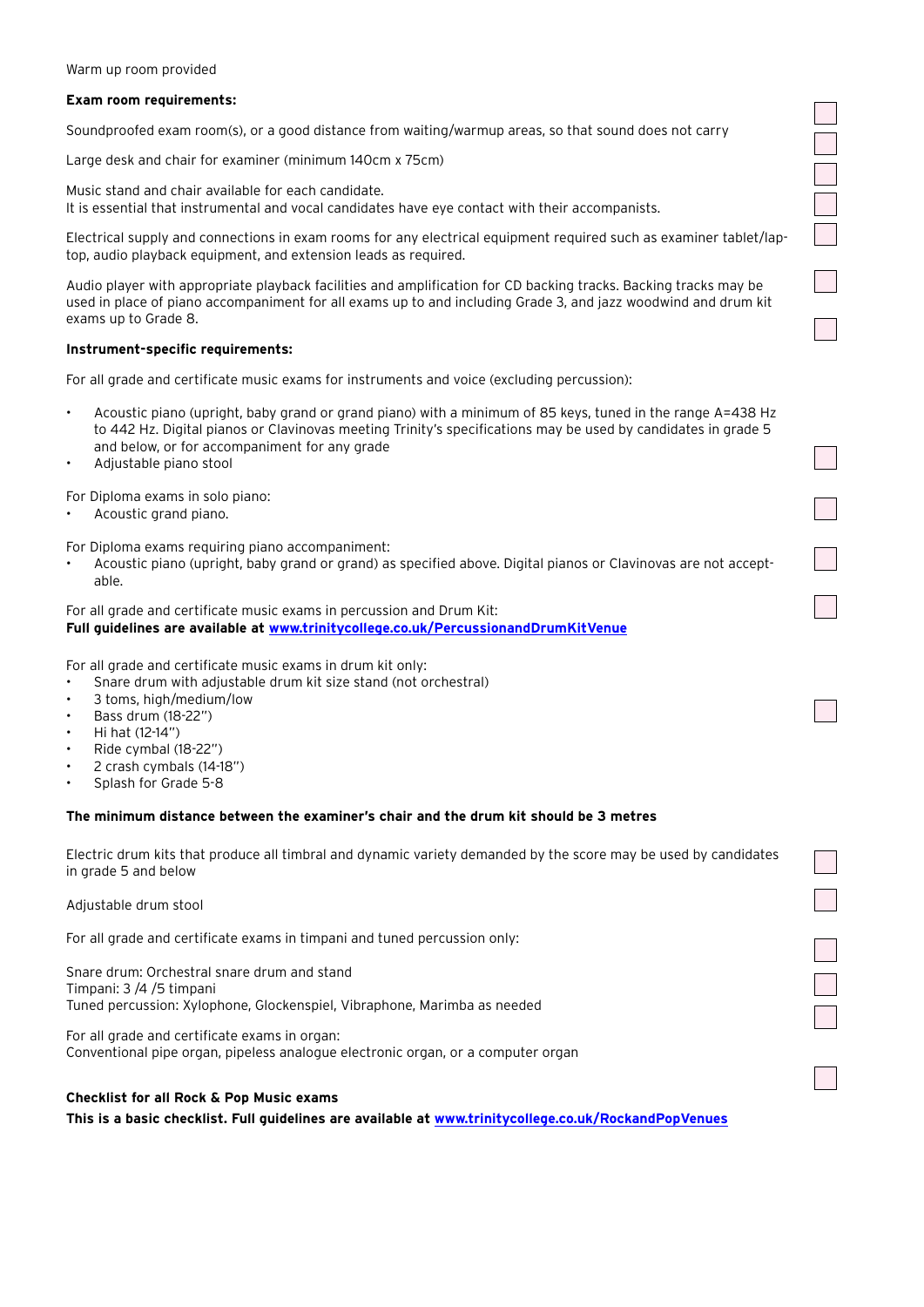Warm up room provided

**Exam room requirements:**

Soundproofed exam room(s), or a good distance from waiting/warmup areas, so that sound does not carry

Large desk and chair for examiner (minimum 140cm x 75cm)

Music stand and chair available for each candidate.
It is essential that instrumental and vocal candidates have eye contact with their accompanists.

Electrical supply and connections in exam rooms for any electrical equipment required such as examiner tablet/laptop, audio playback equipment, and extension leads as required.

Audio player with appropriate playback facilities and amplification for CD backing tracks. Backing tracks may be used in place of piano accompaniment for all exams up to and including Grade 3, and jazz woodwind and drum kit exams up to Grade 8.

**Instrument-specific requirements:**

For all grade and certificate music exams for instruments and voice (excluding percussion):

- Acoustic piano (upright, baby grand or grand piano) with a minimum of 85 keys, tuned in the range A=438 Hz to 442 Hz. Digital pianos or Clavinovas meeting Trinity's specifications may be used by candidates in grade 5 and below, or for accompaniment for any grade
- Adjustable piano stool

For Diploma exams in solo piano:
- Acoustic grand piano.

For Diploma exams requiring piano accompaniment:
- Acoustic piano (upright, baby grand or grand) as specified above. Digital pianos or Clavinovas are not acceptable.

For all grade and certificate music exams in percussion and Drum Kit:
**Full guidelines are available at [www.trinitycollege.co.uk/PercussionandDrumKitVenue](www.trinitycollege.co.uk/PercussionandDrumKitVenue)**

For all grade and certificate music exams in drum kit only:
- Snare drum with adjustable drum kit size stand (not orchestral)
- 3 toms, high/medium/low
- Bass drum (18-22")
- Hi hat (12-14")
- Ride cymbal (18-22")
- 2 crash cymbals (14-18")
- Splash for Grade 5-8

**The minimum distance between the examiner's chair and the drum kit should be 3 metres**

Electric drum kits that produce all timbral and dynamic variety demanded by the score may be used by candidates in grade 5 and below

Adjustable drum stool

For all grade and certificate exams in timpani and tuned percussion only:

Snare drum: Orchestral snare drum and stand
Timpani: 3 /4 /5 timpani
Tuned percussion: Xylophone, Glockenspiel, Vibraphone, Marimba as needed

For all grade and certificate exams in organ:
Conventional pipe organ, pipeless analogue electronic organ, or a computer organ

**Checklist for all Rock & Pop Music exams**

**This is a basic checklist. Full guidelines are available at [www.trinitycollege.co.uk/RockandPopVenues](www.trinitycollege.co.uk/RockandPopVenues)**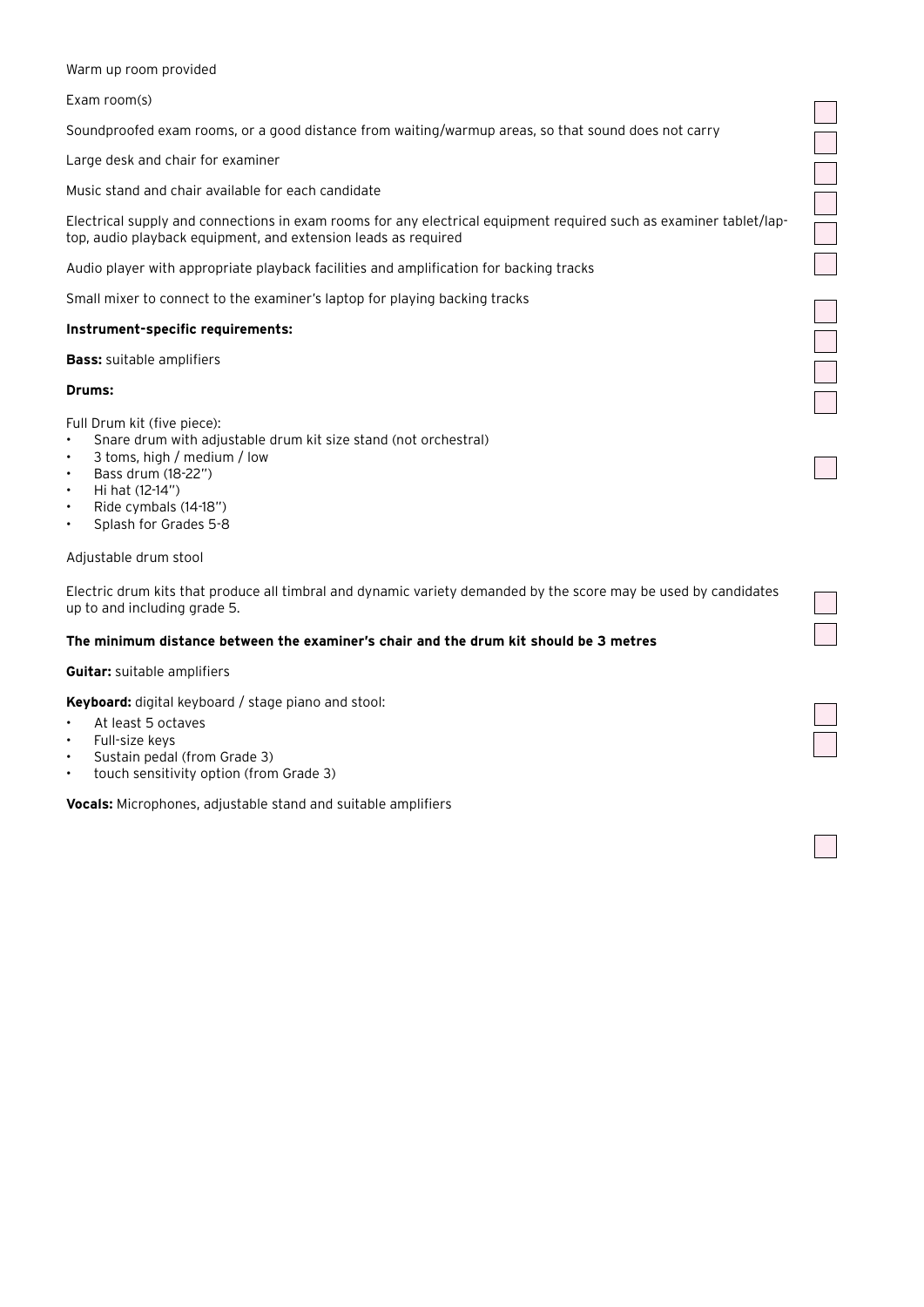Warm up room provided

Exam room(s)

Soundproofed exam rooms, or a good distance from waiting/warmup areas, so that sound does not carry

Large desk and chair for examiner

Music stand and chair available for each candidate

Electrical supply and connections in exam rooms for any electrical equipment required such as examiner tablet/laptop, audio playback equipment, and extension leads as required

Audio player with appropriate playback facilities and amplification for backing tracks

Small mixer to connect to the examiner's laptop for playing backing tracks

**Instrument-specific requirements:**

**Bass:** suitable amplifiers

**Drums:**

Full Drum kit (five piece):

- Snare drum with adjustable drum kit size stand (not orchestral)
- 3 toms, high / medium / low
- Bass drum (18-22")
- Hi hat (12-14")
- Ride cymbals (14-18")
- Splash for Grades 5-8

Adjustable drum stool

Electric drum kits that produce all timbral and dynamic variety demanded by the score may be used by candidates up to and including grade 5.

**The minimum distance between the examiner's chair and the drum kit should be 3 metres**

**Guitar:** suitable amplifiers

**Keyboard:** digital keyboard / stage piano and stool:

- At least 5 octaves
- Full-size keys
- Sustain pedal (from Grade 3)
- touch sensitivity option (from Grade 3)

**Vocals:** Microphones, adjustable stand and suitable amplifiers